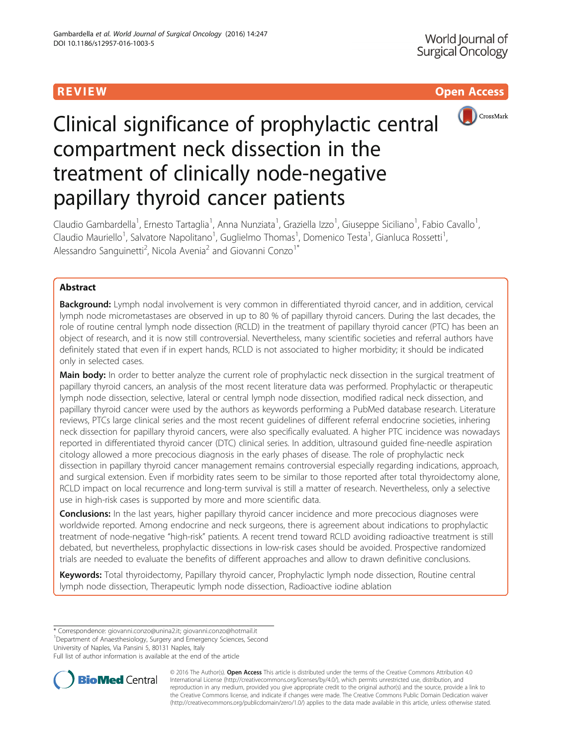REVIEW

Open Access

# Clinical significance of prophylactic central compartment neck dissection in the treatment of clinically node-negative papillary thyroid cancer patients

Claudio Gambardella[1], Ernesto Tartaglia[1], Anna Nunziata[1], Graziella Izzo[1], Giuseppe Siciliano[1], Fabio Cavallo[1], Claudio Mauriello[1], Salvatore Napolitano[1], Guglielmo Thomas[1], Domenico Testa[1], Gianluca Rossetti[1], Alessandro Sanguinetti[2], Nicola Avenia[2] and Giovanni Conzo[1*]

## Abstract

**Background:** Lymph nodal involvement is very common in differentiated thyroid cancer, and in addition, cervical lymph node micrometastases are observed in up to 80 % of papillary thyroid cancers. During the last decades, the role of routine central lymph node dissection (RCLD) in the treatment of papillary thyroid cancer (PTC) has been an object of research, and it is now still controversial. Nevertheless, many scientific societies and referral authors have definitely stated that even if in expert hands, RCLD is not associated to higher morbidity; it should be indicated only in selected cases.

**Main body:** In order to better analyze the current role of prophylactic neck dissection in the surgical treatment of papillary thyroid cancers, an analysis of the most recent literature data was performed. Prophylactic or therapeutic lymph node dissection, selective, lateral or central lymph node dissection, modified radical neck dissection, and papillary thyroid cancer were used by the authors as keywords performing a PubMed database research. Literature reviews, PTCs large clinical series and the most recent guidelines of different referral endocrine societies, inhering neck dissection for papillary thyroid cancers, were also specifically evaluated. A higher PTC incidence was nowadays reported in differentiated thyroid cancer (DTC) clinical series. In addition, ultrasound guided fine-needle aspiration citology allowed a more precocious diagnosis in the early phases of disease. The role of prophylactic neck dissection in papillary thyroid cancer management remains controversial especially regarding indications, approach, and surgical extension. Even if morbidity rates seem to be similar to those reported after total thyroidectomy alone, RCLD impact on local recurrence and long-term survival is still a matter of research. Nevertheless, only a selective use in high-risk cases is supported by more and more scientific data.

**Conclusions:** In the last years, higher papillary thyroid cancer incidence and more precocious diagnoses were worldwide reported. Among endocrine and neck surgeons, there is agreement about indications to prophylactic treatment of node-negative "high-risk" patients. A recent trend toward RCLD avoiding radioactive treatment is still debated, but nevertheless, prophylactic dissections in low-risk cases should be avoided. Prospective randomized trials are needed to evaluate the benefits of different approaches and allow to drawn definitive conclusions.

**Keywords:** Total thyroidectomy, Papillary thyroid cancer, Prophylactic lymph node dissection, Routine central lymph node dissection, Therapeutic lymph node dissection, Radioactive iodine ablation

\* Correspondence: giovanni.conzo@unina2.it; giovanni.conzo@hotmail.it
[1]Department of Anaesthesiology, Surgery and Emergency Sciences, Second University of Naples, Via Pansini 5, 80131 Naples, Italy
Full list of author information is available at the end of the article

© 2016 The Author(s). **Open Access** This article is distributed under the terms of the Creative Commons Attribution 4.0 International License (http://creativecommons.org/licenses/by/4.0/), which permits unrestricted use, distribution, and reproduction in any medium, provided you give appropriate credit to the original author(s) and the source, provide a link to the Creative Commons license, and indicate if changes were made. The Creative Commons Public Domain Dedication waiver (http://creativecommons.org/publicdomain/zero/1.0/) applies to the data made available in this article, unless otherwise stated.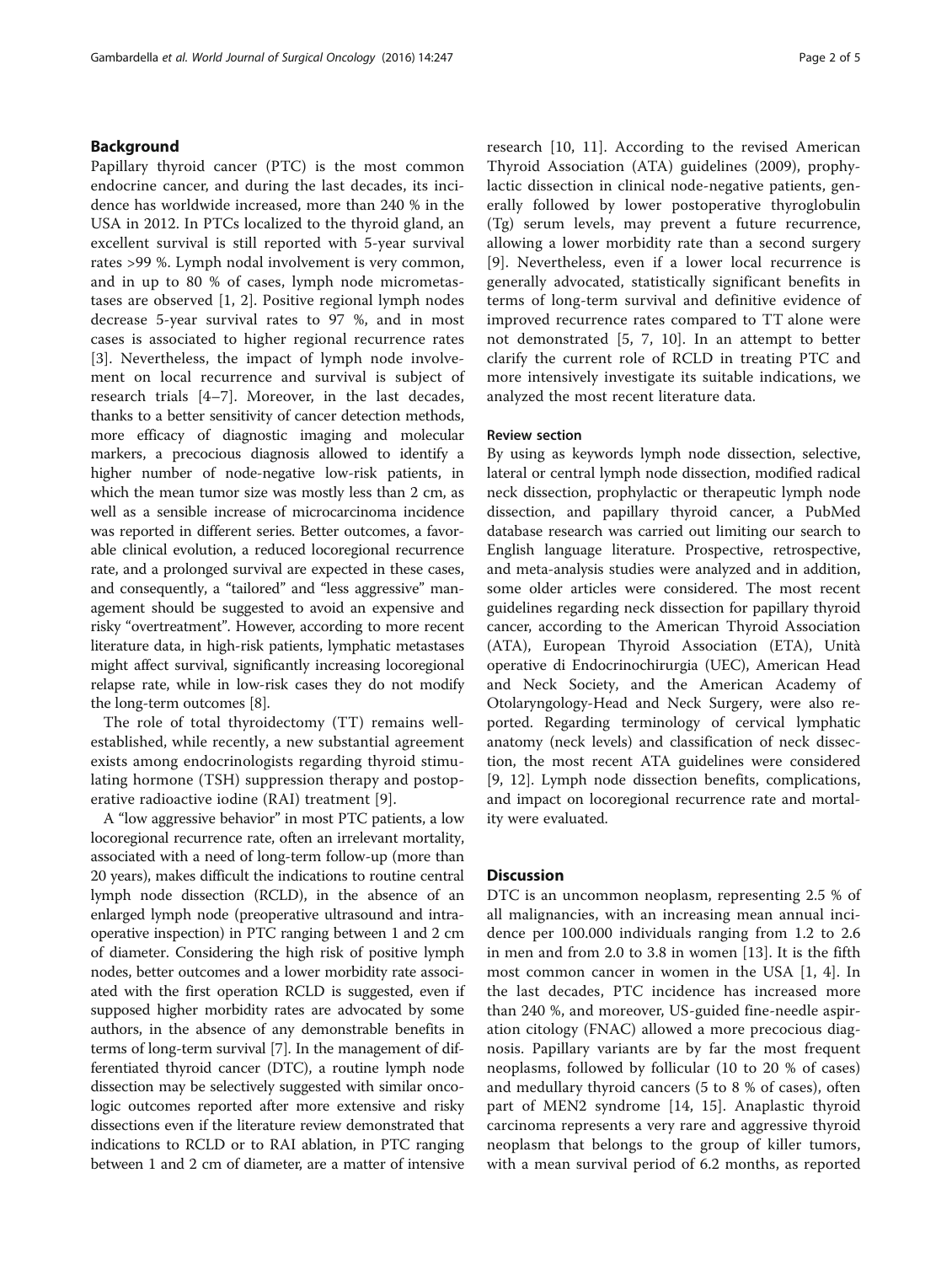## Background

Papillary thyroid cancer (PTC) is the most common endocrine cancer, and during the last decades, its incidence has worldwide increased, more than 240 % in the USA in 2012. In PTCs localized to the thyroid gland, an excellent survival is still reported with 5-year survival rates >99 %. Lymph nodal involvement is very common, and in up to 80 % of cases, lymph node micrometastases are observed [1, 2]. Positive regional lymph nodes decrease 5-year survival rates to 97 %, and in most cases is associated to higher regional recurrence rates [3]. Nevertheless, the impact of lymph node involvement on local recurrence and survival is subject of research trials [4–7]. Moreover, in the last decades, thanks to a better sensitivity of cancer detection methods, more efficacy of diagnostic imaging and molecular markers, a precocious diagnosis allowed to identify a higher number of node-negative low-risk patients, in which the mean tumor size was mostly less than 2 cm, as well as a sensible increase of microcarcinoma incidence was reported in different series. Better outcomes, a favorable clinical evolution, a reduced locoregional recurrence rate, and a prolonged survival are expected in these cases, and consequently, a "tailored" and "less aggressive" management should be suggested to avoid an expensive and risky "overtreatment". However, according to more recent literature data, in high-risk patients, lymphatic metastases might affect survival, significantly increasing locoregional relapse rate, while in low-risk cases they do not modify the long-term outcomes [8].

The role of total thyroidectomy (TT) remains well-established, while recently, a new substantial agreement exists among endocrinologists regarding thyroid stimulating hormone (TSH) suppression therapy and postoperative radioactive iodine (RAI) treatment [9].

A "low aggressive behavior" in most PTC patients, a low locoregional recurrence rate, often an irrelevant mortality, associated with a need of long-term follow-up (more than 20 years), makes difficult the indications to routine central lymph node dissection (RCLD), in the absence of an enlarged lymph node (preoperative ultrasound and intraoperative inspection) in PTC ranging between 1 and 2 cm of diameter. Considering the high risk of positive lymph nodes, better outcomes and a lower morbidity rate associated with the first operation RCLD is suggested, even if supposed higher morbidity rates are advocated by some authors, in the absence of any demonstrable benefits in terms of long-term survival [7]. In the management of differentiated thyroid cancer (DTC), a routine lymph node dissection may be selectively suggested with similar oncologic outcomes reported after more extensive and risky dissections even if the literature review demonstrated that indications to RCLD or to RAI ablation, in PTC ranging between 1 and 2 cm of diameter, are a matter of intensive research [10, 11]. According to the revised American Thyroid Association (ATA) guidelines (2009), prophylactic dissection in clinical node-negative patients, generally followed by lower postoperative thyroglobulin (Tg) serum levels, may prevent a future recurrence, allowing a lower morbidity rate than a second surgery [9]. Nevertheless, even if a lower local recurrence is generally advocated, statistically significant benefits in terms of long-term survival and definitive evidence of improved recurrence rates compared to TT alone were not demonstrated [5, 7, 10]. In an attempt to better clarify the current role of RCLD in treating PTC and more intensively investigate its suitable indications, we analyzed the most recent literature data.

### Review section

By using as keywords lymph node dissection, selective, lateral or central lymph node dissection, modified radical neck dissection, prophylactic or therapeutic lymph node dissection, and papillary thyroid cancer, a PubMed database research was carried out limiting our search to English language literature. Prospective, retrospective, and meta-analysis studies were analyzed and in addition, some older articles were considered. The most recent guidelines regarding neck dissection for papillary thyroid cancer, according to the American Thyroid Association (ATA), European Thyroid Association (ETA), Unità operative di Endocrinochirurgia (UEC), American Head and Neck Society, and the American Academy of Otolaryngology-Head and Neck Surgery, were also reported. Regarding terminology of cervical lymphatic anatomy (neck levels) and classification of neck dissection, the most recent ATA guidelines were considered [9, 12]. Lymph node dissection benefits, complications, and impact on locoregional recurrence rate and mortality were evaluated.

## Discussion

DTC is an uncommon neoplasm, representing 2.5 % of all malignancies, with an increasing mean annual incidence per 100.000 individuals ranging from 1.2 to 2.6 in men and from 2.0 to 3.8 in women [13]. It is the fifth most common cancer in women in the USA [1, 4]. In the last decades, PTC incidence has increased more than 240 %, and moreover, US-guided fine-needle aspiration citology (FNAC) allowed a more precocious diagnosis. Papillary variants are by far the most frequent neoplasms, followed by follicular (10 to 20 % of cases) and medullary thyroid cancers (5 to 8 % of cases), often part of MEN2 syndrome [14, 15]. Anaplastic thyroid carcinoma represents a very rare and aggressive thyroid neoplasm that belongs to the group of killer tumors, with a mean survival period of 6.2 months, as reported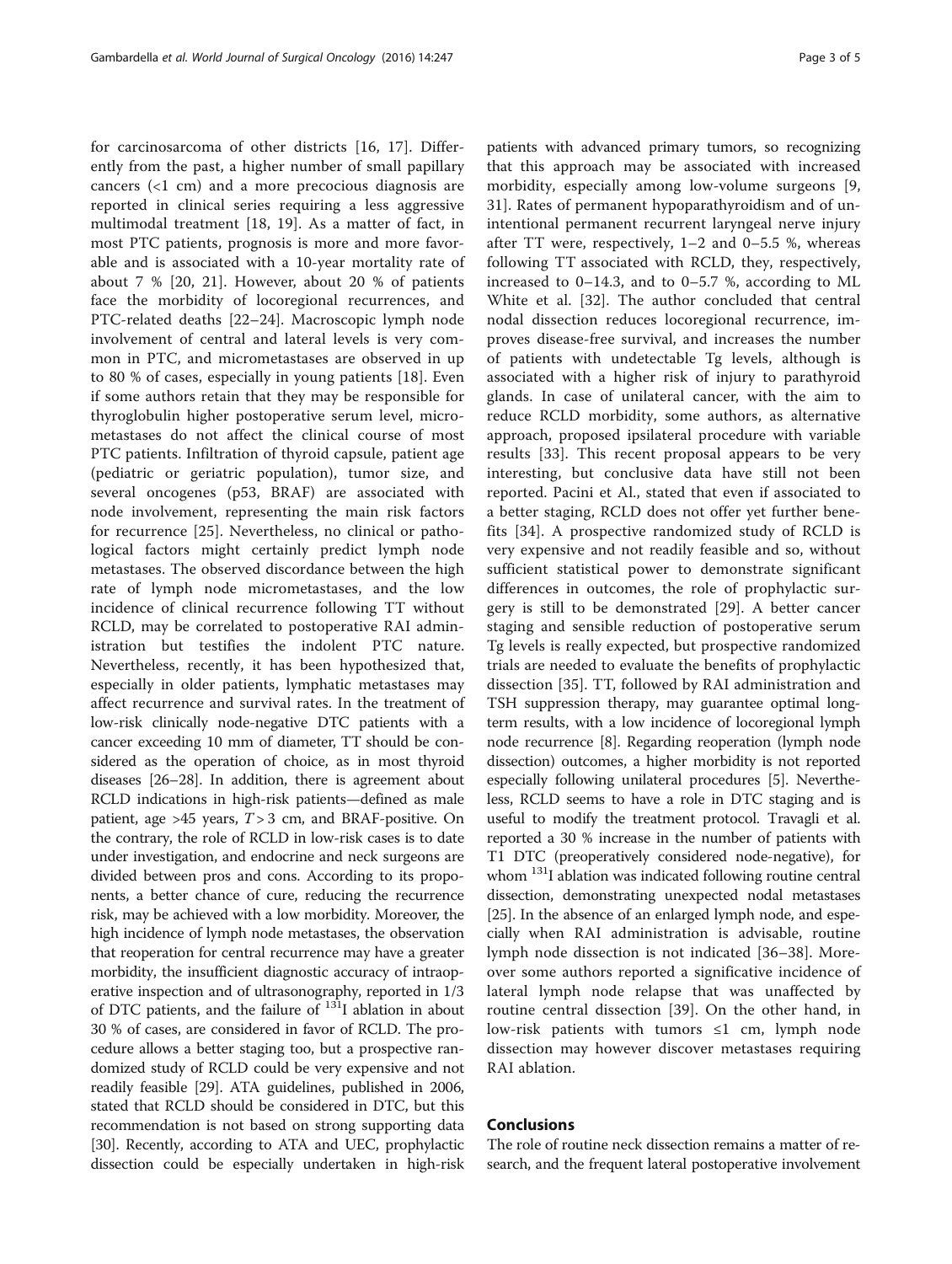for carcinosarcoma of other districts [16, 17]. Differently from the past, a higher number of small papillary cancers (<1 cm) and a more precocious diagnosis are reported in clinical series requiring a less aggressive multimodal treatment [18, 19]. As a matter of fact, in most PTC patients, prognosis is more and more favorable and is associated with a 10-year mortality rate of about 7 % [20, 21]. However, about 20 % of patients face the morbidity of locoregional recurrences, and PTC-related deaths [22–24]. Macroscopic lymph node involvement of central and lateral levels is very common in PTC, and micrometastases are observed in up to 80 % of cases, especially in young patients [18]. Even if some authors retain that they may be responsible for thyroglobulin higher postoperative serum level, micrometastases do not affect the clinical course of most PTC patients. Infiltration of thyroid capsule, patient age (pediatric or geriatric population), tumor size, and several oncogenes (p53, BRAF) are associated with node involvement, representing the main risk factors for recurrence [25]. Nevertheless, no clinical or pathological factors might certainly predict lymph node metastases. The observed discordance between the high rate of lymph node micrometastases, and the low incidence of clinical recurrence following TT without RCLD, may be correlated to postoperative RAI administration but testifies the indolent PTC nature. Nevertheless, recently, it has been hypothesized that, especially in older patients, lymphatic metastases may affect recurrence and survival rates. In the treatment of low-risk clinically node-negative DTC patients with a cancer exceeding 10 mm of diameter, TT should be considered as the operation of choice, as in most thyroid diseases [26–28]. In addition, there is agreement about RCLD indications in high-risk patients—defined as male patient, age >45 years, $T > 3$ cm, and BRAF-positive. On the contrary, the role of RCLD in low-risk cases is to date under investigation, and endocrine and neck surgeons are divided between pros and cons. According to its proponents, a better chance of cure, reducing the recurrence risk, may be achieved with a low morbidity. Moreover, the high incidence of lymph node metastases, the observation that reoperation for central recurrence may have a greater morbidity, the insufficient diagnostic accuracy of intraoperative inspection and of ultrasonography, reported in 1/3 of DTC patients, and the failure of $^{131}$I ablation in about 30 % of cases, are considered in favor of RCLD. The procedure allows a better staging too, but a prospective randomized study of RCLD could be very expensive and not readily feasible [29]. ATA guidelines, published in 2006, stated that RCLD should be considered in DTC, but this recommendation is not based on strong supporting data [30]. Recently, according to ATA and UEC, prophylactic dissection could be especially undertaken in high-risk patients with advanced primary tumors, so recognizing that this approach may be associated with increased morbidity, especially among low-volume surgeons [9, 31]. Rates of permanent hypoparathyroidism and of unintentional permanent recurrent laryngeal nerve injury after TT were, respectively, 1–2 and 0–5.5 %, whereas following TT associated with RCLD, they, respectively, increased to 0–14.3, and to 0–5.7 %, according to ML White et al. [32]. The author concluded that central nodal dissection reduces locoregional recurrence, improves disease-free survival, and increases the number of patients with undetectable Tg levels, although is associated with a higher risk of injury to parathyroid glands. In case of unilateral cancer, with the aim to reduce RCLD morbidity, some authors, as alternative approach, proposed ipsilateral procedure with variable results [33]. This recent proposal appears to be very interesting, but conclusive data have still not been reported. Pacini et Al., stated that even if associated to a better staging, RCLD does not offer yet further benefits [34]. A prospective randomized study of RCLD is very expensive and not readily feasible and so, without sufficient statistical power to demonstrate significant differences in outcomes, the role of prophylactic surgery is still to be demonstrated [29]. A better cancer staging and sensible reduction of postoperative serum Tg levels is really expected, but prospective randomized trials are needed to evaluate the benefits of prophylactic dissection [35]. TT, followed by RAI administration and TSH suppression therapy, may guarantee optimal long-term results, with a low incidence of locoregional lymph node recurrence [8]. Regarding reoperation (lymph node dissection) outcomes, a higher morbidity is not reported especially following unilateral procedures [5]. Nevertheless, RCLD seems to have a role in DTC staging and is useful to modify the treatment protocol. Travagli et al. reported a 30 % increase in the number of patients with T1 DTC (preoperatively considered node-negative), for whom $^{131}$I ablation was indicated following routine central dissection, demonstrating unexpected nodal metastases [25]. In the absence of an enlarged lymph node, and especially when RAI administration is advisable, routine lymph node dissection is not indicated [36–38]. Moreover some authors reported a significative incidence of lateral lymph node relapse that was unaffected by routine central dissection [39]. On the other hand, in low-risk patients with tumors ≤1 cm, lymph node dissection may however discover metastases requiring RAI ablation.

## Conclusions

The role of routine neck dissection remains a matter of research, and the frequent lateral postoperative involvement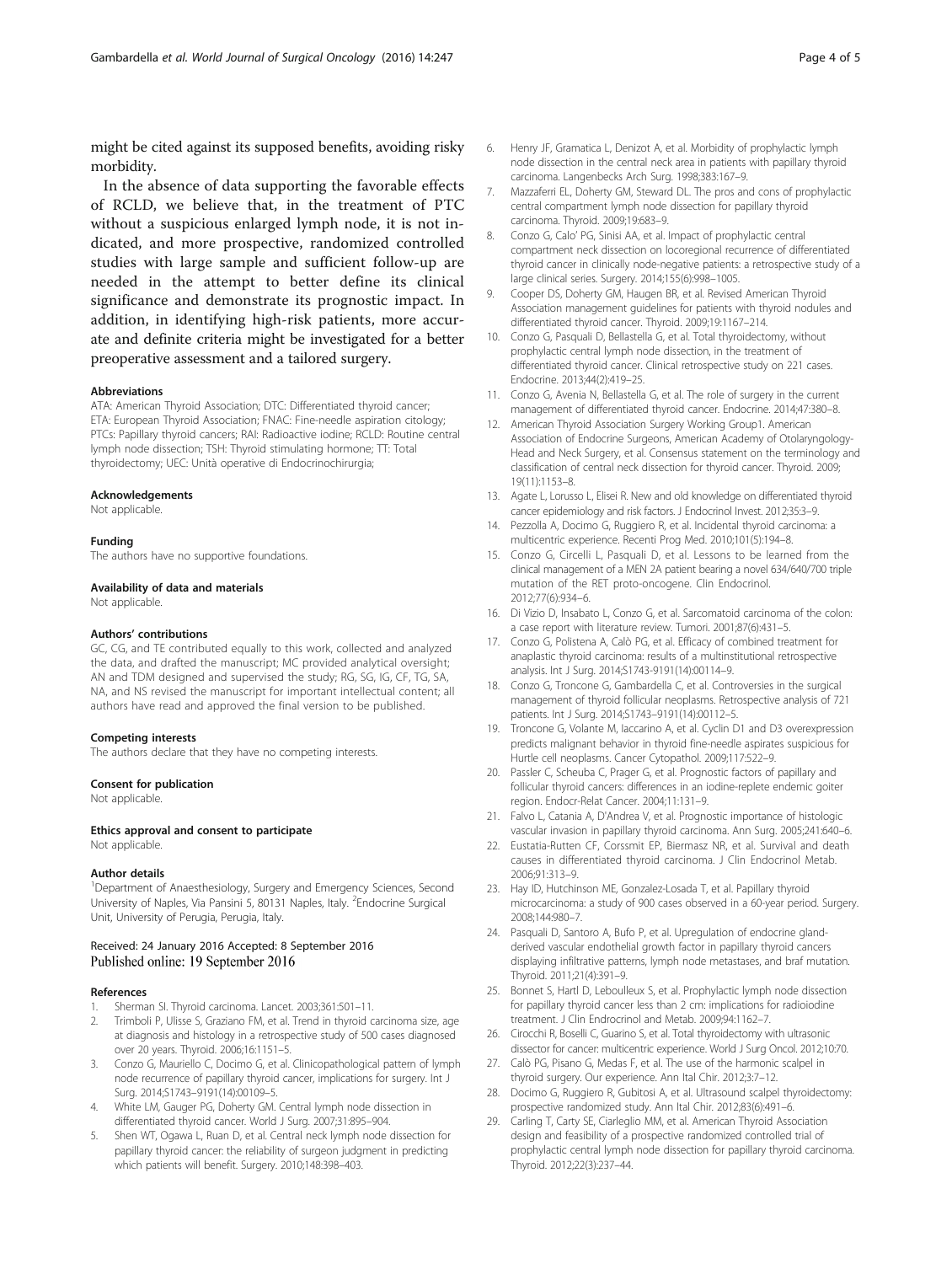might be cited against its supposed benefits, avoiding risky morbidity.

In the absence of data supporting the favorable effects of RCLD, we believe that, in the treatment of PTC without a suspicious enlarged lymph node, it is not indicated, and more prospective, randomized controlled studies with large sample and sufficient follow-up are needed in the attempt to better define its clinical significance and demonstrate its prognostic impact. In addition, in identifying high-risk patients, more accurate and definite criteria might be investigated for a better preoperative assessment and a tailored surgery.

#### Abbreviations

ATA: American Thyroid Association; DTC: Differentiated thyroid cancer; ETA: European Thyroid Association; FNAC: Fine-needle aspiration citology; PTCs: Papillary thyroid cancers; RAI: Radioactive iodine; RCLD: Routine central lymph node dissection; TSH: Thyroid stimulating hormone; TT: Total thyroidectomy; UEC: Unità operative di Endocrinochirurgia;

#### Acknowledgements

Not applicable.

#### Funding

The authors have no supportive foundations.

#### Availability of data and materials

Not applicable.

#### Authors' contributions

GC, CG, and TE contributed equally to this work, collected and analyzed the data, and drafted the manuscript; MC provided analytical oversight; AN and TDM designed and supervised the study; RG, SG, IG, CF, TG, SA, NA, and NS revised the manuscript for important intellectual content; all authors have read and approved the final version to be published.

#### Competing interests

The authors declare that they have no competing interests.

#### Consent for publication

Not applicable.

#### Ethics approval and consent to participate

Not applicable.

#### Author details

[1]Department of Anaesthesiology, Surgery and Emergency Sciences, Second University of Naples, Via Pansini 5, 80131 Naples, Italy. [2]Endocrine Surgical Unit, University of Perugia, Perugia, Italy.

Received: 24 January 2016 Accepted: 8 September 2016
Published online: 19 September 2016

#### References

1. Sherman SI. Thyroid carcinoma. Lancet. 2003;361:501–11.
2. Trimboli P, Ulisse S, Graziano FM, et al. Trend in thyroid carcinoma size, age at diagnosis and histology in a retrospective study of 500 cases diagnosed over 20 years. Thyroid. 2006;16:1151–5.
3. Conzo G, Mauriello C, Docimo G, et al. Clinicopathological pattern of lymph node recurrence of papillary thyroid cancer, implications for surgery. Int J Surg. 2014;S1743–9191(14):00109–5.
4. White LM, Gauger PG, Doherty GM. Central lymph node dissection in differentiated thyroid cancer. World J Surg. 2007;31:895–904.
5. Shen WT, Ogawa L, Ruan D, et al. Central neck lymph node dissection for papillary thyroid cancer: the reliability of surgeon judgment in predicting which patients will benefit. Surgery. 2010;148:398–403.
6. Henry JF, Gramatica L, Denizot A, et al. Morbidity of prophylactic lymph node dissection in the central neck area in patients with papillary thyroid carcinoma. Langenbecks Arch Surg. 1998;383:167–9.
7. Mazzaferri EL, Doherty GM, Steward DL. The pros and cons of prophylactic central compartment lymph node dissection for papillary thyroid carcinoma. Thyroid. 2009;19:683–9.
8. Conzo G, Calo' PG, Sinisi AA, et al. Impact of prophylactic central compartment neck dissection on locoregional recurrence of differentiated thyroid cancer in clinically node-negative patients: a retrospective study of a large clinical series. Surgery. 2014;155(6):998–1005.
9. Cooper DS, Doherty GM, Haugen BR, et al. Revised American Thyroid Association management guidelines for patients with thyroid nodules and differentiated thyroid cancer. Thyroid. 2009;19:1167–214.
10. Conzo G, Pasquali D, Bellastella G, et al. Total thyroidectomy, without prophylactic central lymph node dissection, in the treatment of differentiated thyroid cancer. Clinical retrospective study on 221 cases. Endocrine. 2013;44(2):419–25.
11. Conzo G, Avenia N, Bellastella G, et al. The role of surgery in the current management of differentiated thyroid cancer. Endocrine. 2014;47:380–8.
12. American Thyroid Association Surgery Working Group1. American Association of Endocrine Surgeons, American Academy of Otolaryngology-Head and Neck Surgery, et al. Consensus statement on the terminology and classification of central neck dissection for thyroid cancer. Thyroid. 2009; 19(11):1153–8.
13. Agate L, Lorusso L, Elisei R. New and old knowledge on differentiated thyroid cancer epidemiology and risk factors. J Endocrinol Invest. 2012;35:3–9.
14. Pezzolla A, Docimo G, Ruggiero R, et al. Incidental thyroid carcinoma: a multicentric experience. Recenti Prog Med. 2010;101(5):194–8.
15. Conzo G, Circelli L, Pasquali D, et al. Lessons to be learned from the clinical management of a MEN 2A patient bearing a novel 634/640/700 triple mutation of the RET proto-oncogene. Clin Endocrinol. 2012;77(6):934–6.
16. Di Vizio D, Insabato L, Conzo G, et al. Sarcomatoid carcinoma of the colon: a case report with literature review. Tumori. 2001;87(6):431–5.
17. Conzo G, Polistena A, Calò PG, et al. Efficacy of combined treatment for anaplastic thyroid carcinoma: results of a multinstitutional retrospective analysis. Int J Surg. 2014;S1743-9191(14):00114–9.
18. Conzo G, Troncone G, Gambardella C, et al. Controversies in the surgical management of thyroid follicular neoplasms. Retrospective analysis of 721 patients. Int J Surg. 2014;S1743–9191(14):00112–5.
19. Troncone G, Volante M, Iaccarino A, et al. Cyclin D1 and D3 overexpression predicts malignant behavior in thyroid fine-needle aspirates suspicious for Hurtle cell neoplasms. Cancer Cytopathol. 2009;117:522–9.
20. Passler C, Scheuba C, Prager G, et al. Prognostic factors of papillary and follicular thyroid cancers: differences in an iodine-replete endemic goiter region. Endocr-Relat Cancer. 2004;11:131–9.
21. Falvo L, Catania A, D'Andrea V, et al. Prognostic importance of histologic vascular invasion in papillary thyroid carcinoma. Ann Surg. 2005;241:640–6.
22. Eustatia-Rutten CF, Corssmit EP, Biermasz NR, et al. Survival and death causes in differentiated thyroid carcinoma. J Clin Endocrinol Metab. 2006;91:313–9.
23. Hay ID, Hutchinson ME, Gonzalez-Losada T, et al. Papillary thyroid microcarcinoma: a study of 900 cases observed in a 60-year period. Surgery. 2008;144:980–7.
24. Pasquali D, Santoro A, Bufo P, et al. Upregulation of endocrine gland-derived vascular endothelial growth factor in papillary thyroid cancers displaying infiltrative patterns, lymph node metastases, and braf mutation. Thyroid. 2011;21(4):391–9.
25. Bonnet S, Hartl D, Leboulleux S, et al. Prophylactic lymph node dissection for papillary thyroid cancer less than 2 cm: implications for radioiodine treatment. J Clin Endocrinol and Metab. 2009;94:1162–7.
26. Cirocchi R, Boselli C, Guarino S, et al. Total thyroidectomy with ultrasonic dissector for cancer: multicentric experience. World J Surg Oncol. 2012;10:70.
27. Calò PG, Pisano G, Medas F, et al. The use of the harmonic scalpel in thyroid surgery. Our experience. Ann Ital Chir. 2012;3:7–12.
28. Docimo G, Ruggiero R, Gubitosi A, et al. Ultrasound scalpel thyroidectomy: prospective randomized study. Ann Ital Chir. 2012;83(6):491–6.
29. Carling T, Carty SE, Ciarleglio MM, et al. American Thyroid Association design and feasibility of a prospective randomized controlled trial of prophylactic central lymph node dissection for papillary thyroid carcinoma. Thyroid. 2012;22(3):237–44.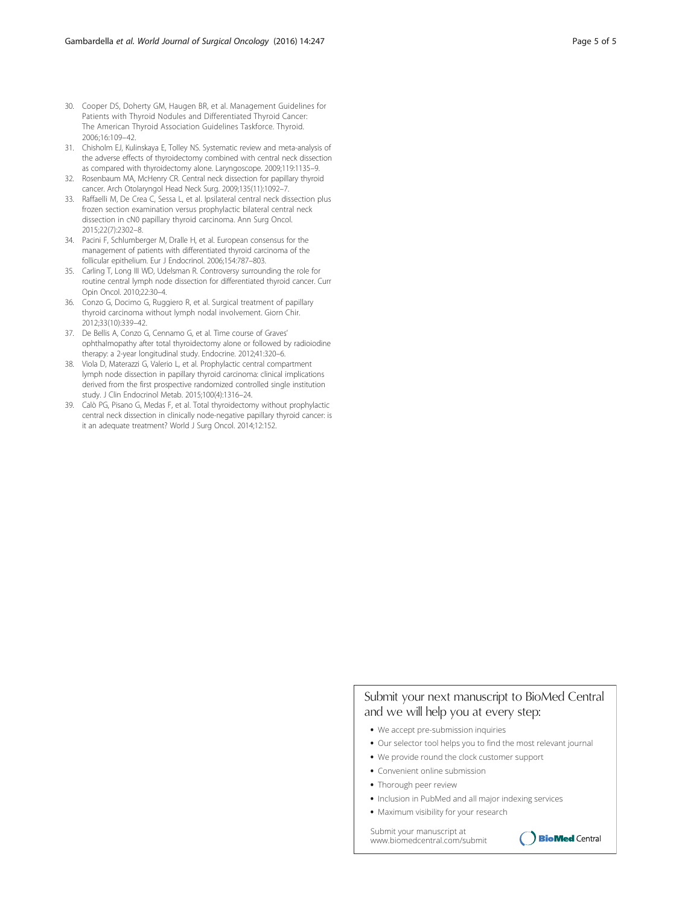30. Cooper DS, Doherty GM, Haugen BR, et al. Management Guidelines for Patients with Thyroid Nodules and Differentiated Thyroid Cancer: The American Thyroid Association Guidelines Taskforce. Thyroid. 2006;16:109–42.
31. Chisholm EJ, Kulinskaya E, Tolley NS. Systematic review and meta-analysis of the adverse effects of thyroidectomy combined with central neck dissection as compared with thyroidectomy alone. Laryngoscope. 2009;119:1135–9.
32. Rosenbaum MA, McHenry CR. Central neck dissection for papillary thyroid cancer. Arch Otolaryngol Head Neck Surg. 2009;135(11):1092–7.
33. Raffaelli M, De Crea C, Sessa L, et al. Ipsilateral central neck dissection plus frozen section examination versus prophylactic bilateral central neck dissection in cN0 papillary thyroid carcinoma. Ann Surg Oncol. 2015;22(7):2302–8.
34. Pacini F, Schlumberger M, Dralle H, et al. European consensus for the management of patients with differentiated thyroid carcinoma of the follicular epithelium. Eur J Endocrinol. 2006;154:787–803.
35. Carling T, Long III WD, Udelsman R. Controversy surrounding the role for routine central lymph node dissection for differentiated thyroid cancer. Curr Opin Oncol. 2010;22:30–4.
36. Conzo G, Docimo G, Ruggiero R, et al. Surgical treatment of papillary thyroid carcinoma without lymph nodal involvement. Giorn Chir. 2012;33(10):339–42.
37. De Bellis A, Conzo G, Cennamo G, et al. Time course of Graves' ophthalmopathy after total thyroidectomy alone or followed by radioiodine therapy: a 2-year longitudinal study. Endocrine. 2012;41:320–6.
38. Viola D, Materazzi G, Valerio L, et al. Prophylactic central compartment lymph node dissection in papillary thyroid carcinoma: clinical implications derived from the first prospective randomized controlled single institution study. J Clin Endocrinol Metab. 2015;100(4):1316–24.
39. Calò PG, Pisano G, Medas F, et al. Total thyroidectomy without prophylactic central neck dissection in clinically node-negative papillary thyroid cancer: is it an adequate treatment? World J Surg Oncol. 2014;12:152.

Submit your next manuscript to BioMed Central and we will help you at every step:

- We accept pre-submission inquiries
- Our selector tool helps you to find the most relevant journal
- We provide round the clock customer support
- Convenient online submission
- Thorough peer review
- Inclusion in PubMed and all major indexing services
- Maximum visibility for your research

Submit your manuscript at www.biomedcentral.com/submit

BioMed Central